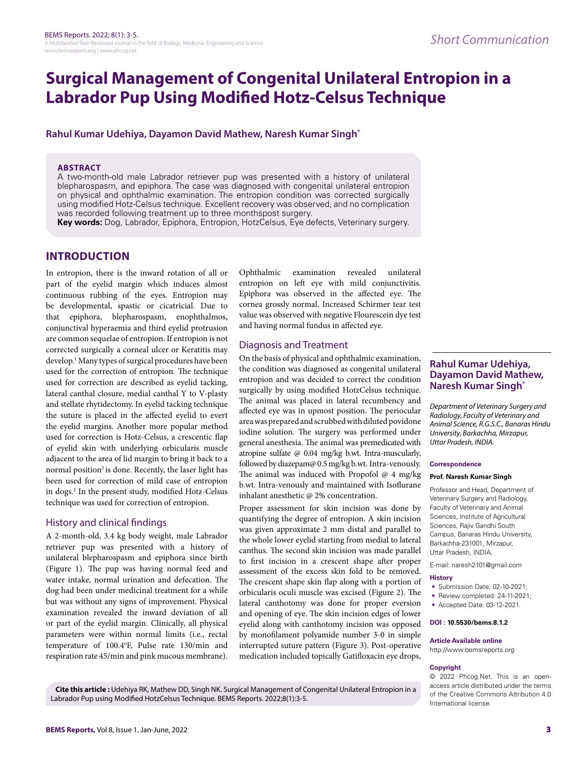Short Communication

# Surgical Management of Congenital Unilateral Entropion in a Labrador Pup Using Modified Hotz-Celsus Technique

**Rahul Kumar Udehiya, Dayamon David Mathew, Naresh Kumar Singh***

**ABSTRACT**

A two-month-old male Labrador retriever pup was presented with a history of unilateral blepharospasm, and epiphora. The case was diagnosed with congenital unilateral entropion on physical and ophthalmic examination. The entropion condition was corrected surgically using modified Hotz-Celsus technique. Excellent recovery was observed, and no complication was recorded following treatment up to three monthspost surgery.

**Key words:** Dog, Labrador, Epiphora, Entropion, HotzCelsus, Eye defects, Veterinary surgery.

## INTRODUCTION

In entropion, there is the inward rotation of all or part of the eyelid margin which induces almost continuous rubbing of the eyes. Entropion may be developmental, spastic or cicatricial. Due to that epiphora, blepharospasm, enophthalmos, conjunctival hyperaemia and third eyelid protrusion are common sequelae of entropion. If entropion is not corrected surgically a corneal ulcer or Keratitis may develop.[1] Many types of surgical procedures have been used for the correction of entropion. The technique used for correction are described as eyelid tacking, lateral canthal closure, medial canthal Y to V-plasty and stellate rhytidectomy. In eyelid tacking technique the suture is placed in the affected eyelid to evert the eyelid margins. Another more popular method used for correction is Hotz-Celsus, a crescentic flap of eyelid skin with underlying orbicularis muscle adjacent to the area of lid margin to bring it back to a normal position[2] is done. Recently, the laser light has been used for correction of mild case of entropion in dogs.[3] In the present study, modified Hotz-Celsus technique was used for correction of entropion.

### History and clinical findings

A 2-month-old, 3.4 kg body weight, male Labrador retriever pup was presented with a history of unilateral blepharospasm and epiphora since birth (Figure 1). The pup was having normal feed and water intake, normal urination and defecation. The dog had been under medicinal treatment for a while but was without any signs of improvement. Physical examination revealed the inward deviation of all or part of the eyelid margin. Clinically, all physical parameters were within normal limits (i.e., rectal temperature of 100.4°F, Pulse rate 130/min and respiration rate 45/min and pink mucous membrane). Ophthalmic examination revealed unilateral entropion on left eye with mild conjunctivitis. Epiphora was observed in the affected eye. The cornea grossly normal. Increased Schirmer tear test value was observed with negative Flourescein dye test and having normal fundus in affected eye.

### Diagnosis and Treatment

On the basis of physical and ophthalmic examination, the condition was diagnosed as congenital unilateral entropion and was decided to correct the condition surgically by using modified HotzCelsus technique. The animal was placed in lateral recumbency and affected eye was in upmost position. The periocular area was prepared and scrubbed with diluted povidone iodine solution. The surgery was performed under general anesthesia. The animal was premedicated with atropine sulfate @ 0.04 mg/kg b.wt. Intra-muscularly, followed by diazepam@ 0.5 mg/kg b.wt. Intra-venously. The animal was induced with Propofol @ 4 mg/kg b.wt. Intra-venously and maintained with Isoflurane inhalant anesthetic @ 2% concentration.

Proper assessment for skin incision was done by quantifying the degree of entropion. A skin incision was given approximate 2 mm distal and parallel to the whole lower eyelid starting from medial to lateral canthus. The second skin incision was made parallel to first incision in a crescent shape after proper assessment of the excess skin fold to be removed. The crescent shape skin flap along with a portion of orbicularis oculi muscle was excised (Figure 2). The lateral canthotomy was done for proper eversion and opening of eye. The skin incision edges of lower eyelid along with canthotomy incision was opposed by monofilament polyamide number 3-0 in simple interrupted suture pattern (Figure 3). Post-operative medication included topically Gatifloxacin eye drops,

**Rahul Kumar Udehiya, Dayamon David Mathew, Naresh Kumar Singh***

*Department of Veterinary Surgery and Radiology, Faculty of Veterinary and Animal Science, R.G.S.C., Banaras Hindu University, Barkachha, Mirzapur, Uttar Pradesh, INDIA.*

**Correspondence**

**Prof. Naresh Kumar Singh**

Professor and Head, Department of Veterinary Surgery and Radiology, Faculty of Veterinary and Animal Sciences, Institute of Agricultural Sciences, Rajiv Gandhi South Campus, Banaras Hindu University, Barkachha-231001, Mirzapur, Uttar Pradesh, INDIA.

E-mail: naresh2101@gmail.com

**History**

- Submission Date: 02-10-2021;
- Review completed: 24-11-2021;
- Accepted Date: 03-12-2021.

**DOI : 10.5530/bems.8.1.2**

**Article Available online**

http://www.bemsreports.org

**Copyright**

© 2022 Phcog.Net. This is an open-access article distributed under the terms of the Creative Commons Attribution 4.0 International license.

**Cite this article :** Udehiya RK, Mathew DD, Singh NK. Surgical Management of Congenital Unilateral Entropion in a Labrador Pup using Modified HotzCelsus Technique. BEMS Reports. 2022;8(1):3-5.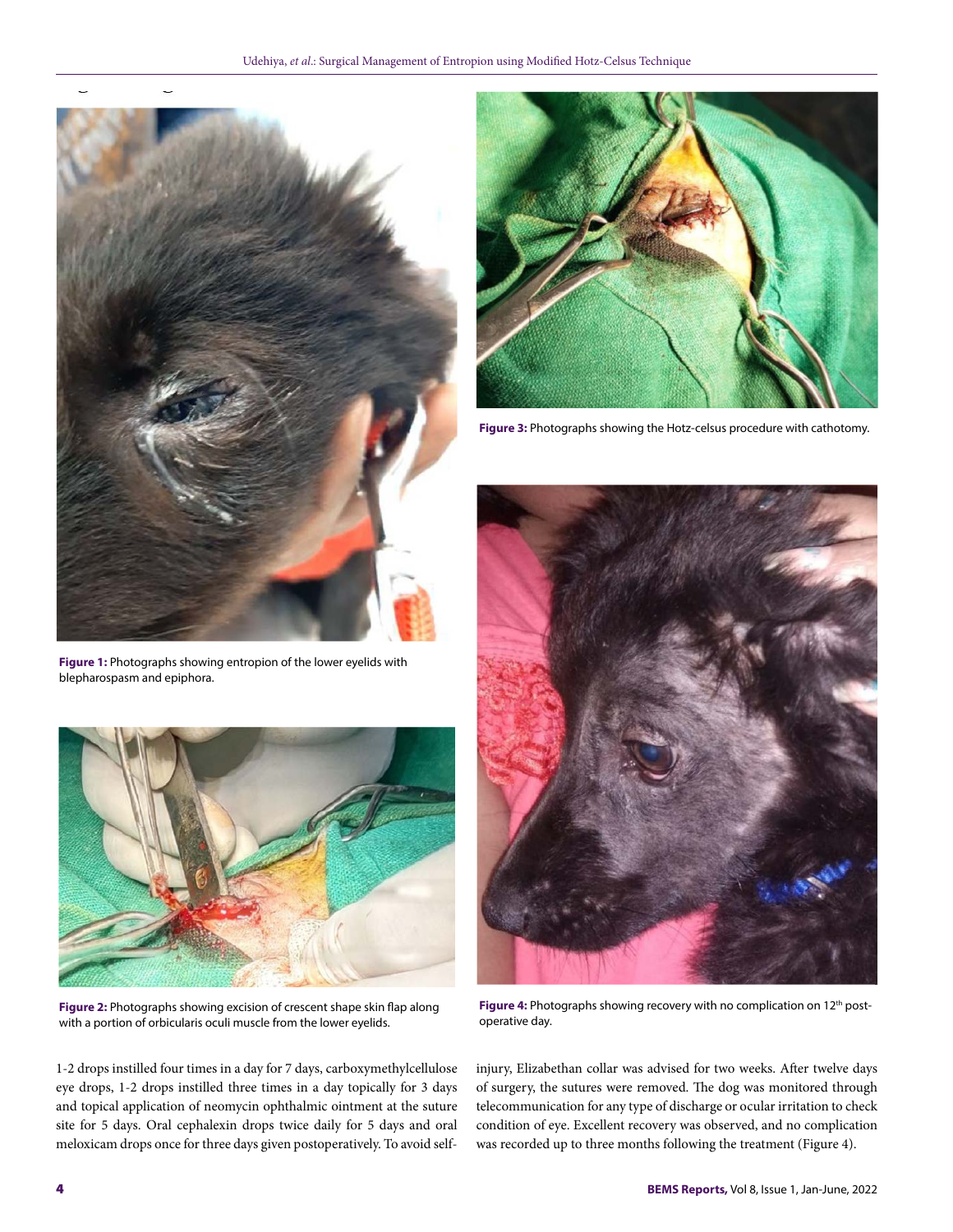Figure 1: Photographs showing entropion of the lower eyelids with blepharospasm and epiphora.

Figure 2: Photographs showing excision of crescent shape skin flap along with a portion of orbicularis oculi muscle from the lower eyelids.

Figure 3: Photographs showing the Hotz-celsus procedure with cathotomy.

Figure 4: Photographs showing recovery with no complication on 12th post-operative day.

1-2 drops instilled four times in a day for 7 days, carboxymethylcellulose eye drops, 1-2 drops instilled three times in a day topically for 3 days and topical application of neomycin ophthalmic ointment at the suture site for 5 days. Oral cephalexin drops twice daily for 5 days and oral meloxicam drops once for three days given postoperatively. To avoid self-injury, Elizabethan collar was advised for two weeks. After twelve days of surgery, the sutures were removed. The dog was monitored through telecommunication for any type of discharge or ocular irritation to check condition of eye. Excellent recovery was observed, and no complication was recorded up to three months following the treatment (Figure 4).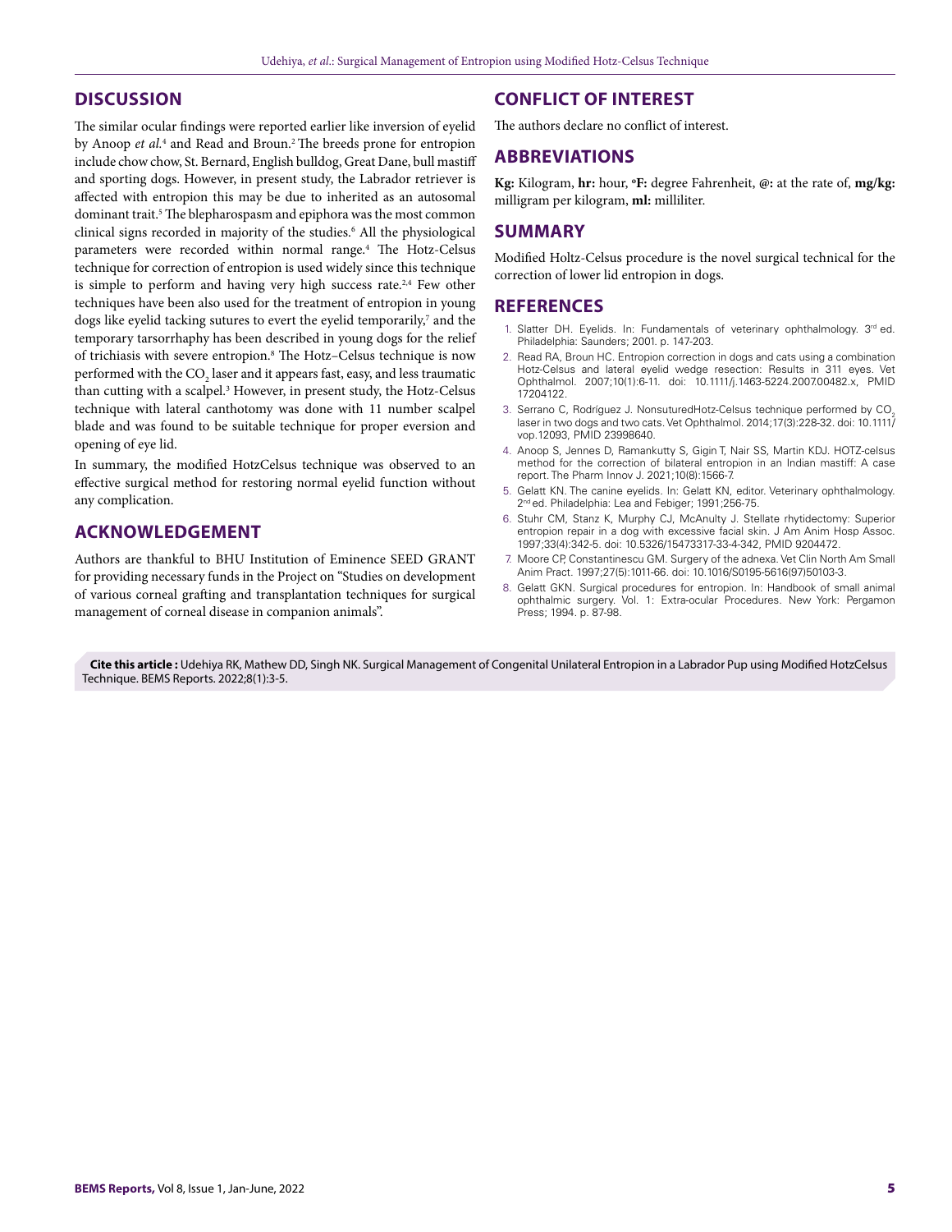## DISCUSSION

The similar ocular findings were reported earlier like inversion of eyelid by Anoop *et al.*[4] and Read and Broun.[2] The breeds prone for entropion include chow chow, St. Bernard, English bulldog, Great Dane, bull mastiff and sporting dogs. However, in present study, the Labrador retriever is affected with entropion this may be due to inherited as an autosomal dominant trait.[5] The blepharospasm and epiphora was the most common clinical signs recorded in majority of the studies.[6] All the physiological parameters were recorded within normal range.[4] The Hotz-Celsus technique for correction of entropion is used widely since this technique is simple to perform and having very high success rate.[2,4] Few other techniques have been also used for the treatment of entropion in young dogs like eyelid tacking sutures to evert the eyelid temporarily,[7] and the temporary tarsorrhaphy has been described in young dogs for the relief of trichiasis with severe entropion.[8] The Hotz–Celsus technique is now performed with the $CO_2$ laser and it appears fast, easy, and less traumatic than cutting with a scalpel.[3] However, in present study, the Hotz-Celsus technique with lateral canthotomy was done with 11 number scalpel blade and was found to be suitable technique for proper eversion and opening of eye lid.

In summary, the modified HotzCelsus technique was observed to an effective surgical method for restoring normal eyelid function without any complication.

## ACKNOWLEDGEMENT

Authors are thankful to BHU Institution of Eminence SEED GRANT for providing necessary funds in the Project on "Studies on development of various corneal grafting and transplantation techniques for surgical management of corneal disease in companion animals".

## CONFLICT OF INTEREST

The authors declare no conflict of interest.

## ABBREVIATIONS

**Kg:** Kilogram, **hr:** hour, **ºF:** degree Fahrenheit, **@:** at the rate of, **mg/kg:** milligram per kilogram, **ml:** milliliter.

## SUMMARY

Modified Holtz-Celsus procedure is the novel surgical technical for the correction of lower lid entropion in dogs.

## REFERENCES

1. Slatter DH. Eyelids. In: Fundamentals of veterinary ophthalmology. 3rd ed. Philadelphia: Saunders; 2001. p. 147-203.
2. Read RA, Broun HC. Entropion correction in dogs and cats using a combination Hotz-Celsus and lateral eyelid wedge resection: Results in 311 eyes. Vet Ophthalmol. 2007;10(1):6-11. doi: 10.1111/j.1463-5224.2007.00482.x, PMID 17204122.
3. Serrano C, Rodríguez J. NonsuturedHotz-Celsus technique performed by $CO_2$ laser in two dogs and two cats. Vet Ophthalmol. 2014;17(3):228-32. doi: 10.1111/vop.12093, PMID 23998640.
4. Anoop S, Jennes D, Ramankutty S, Gigin T, Nair SS, Martin KDJ. HOTZ-celsus method for the correction of bilateral entropion in an Indian mastiff: A case report. The Pharm Innov J. 2021;10(8):1566-7.
5. Gelatt KN. The canine eyelids. In: Gelatt KN, editor. Veterinary ophthalmology. 2nd ed. Philadelphia: Lea and Febiger; 1991;256-75.
6. Stuhr CM, Stanz K, Murphy CJ, McAnulty J. Stellate rhytidectomy: Superior entropion repair in a dog with excessive facial skin. J Am Anim Hosp Assoc. 1997;33(4):342-5. doi: 10.5326/15473317-33-4-342, PMID 9204472.
7. Moore CP, Constantinescu GM. Surgery of the adnexa. Vet Clin North Am Small Anim Pract. 1997;27(5):1011-66. doi: 10.1016/S0195-5616(97)50103-3.
8. Gelatt GKN. Surgical procedures for entropion. In: Handbook of small animal ophthalmic surgery. Vol. 1: Extra-ocular Procedures. New York: Pergamon Press; 1994. p. 87-98.

**Cite this article :** Udehiya RK, Mathew DD, Singh NK. Surgical Management of Congenital Unilateral Entropion in a Labrador Pup using Modified HotzCelsus Technique. BEMS Reports. 2022;8(1):3-5.